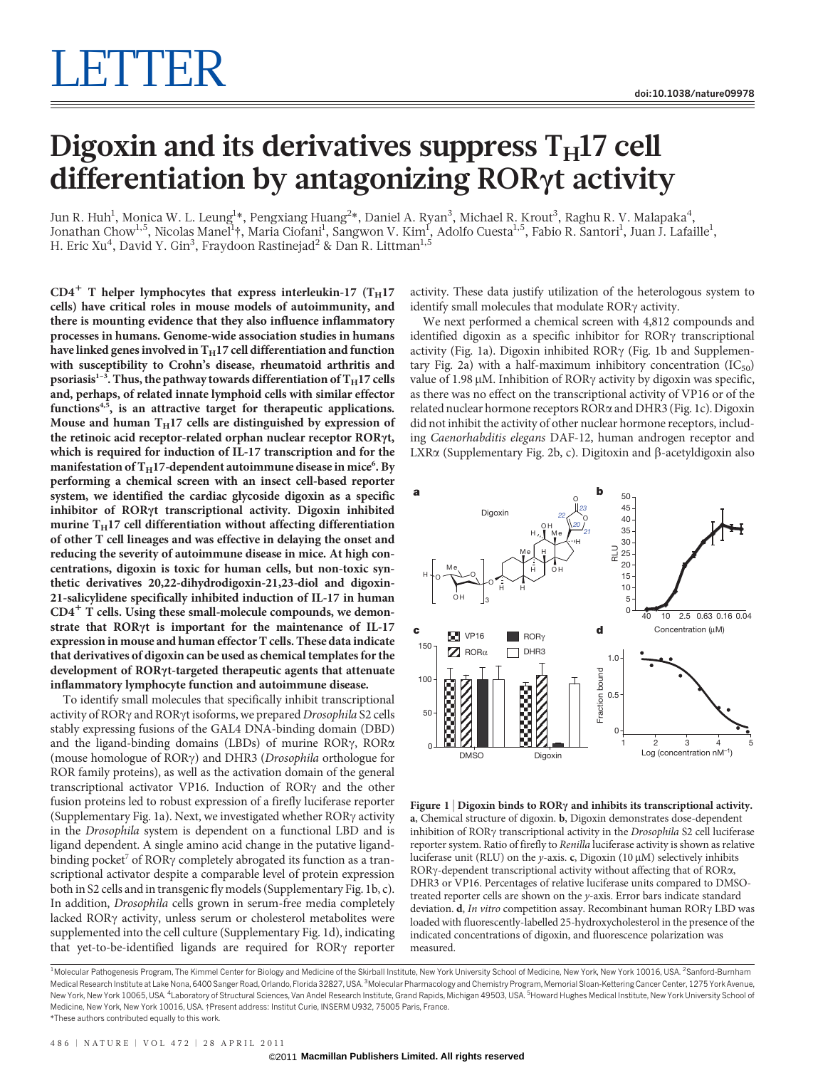# LETTER

doi:10.1038/nature09978

# Digoxin and its derivatives suppress $T_H17$ cell differentiation by antagonizing RORγt activity

Jun R. Huh[1], Monica W. L. Leung[1]*, Pengxiang Huang[2]*, Daniel A. Ryan[3], Michael R. Krout[3], Raghu R. V. Malapaka[4], Jonathan Chow[1,5], Nicolas Manel[1]†, Maria Ciofani[1], Sangwon V. Kim[1], Adolfo Cuesta[1,5], Fabio R. Santori[1], Juan J. Lafaille[1], H. Eric Xu[4], David Y. Gin[3], Fraydoon Rastinejad[2] & Dan R. Littman[1,5]

**$CD4^+$ T helper lymphocytes that express interleukin-17 ($T_H17$ cells) have critical roles in mouse models of autoimmunity, and there is mounting evidence that they also influence inflammatory processes in humans. Genome-wide association studies in humans have linked genes involved in $T_H17$ cell differentiation and function with susceptibility to Crohn's disease, rheumatoid arthritis and psoriasis[1–3]. Thus, the pathway towards differentiation of $T_H17$ cells and, perhaps, of related innate lymphoid cells with similar effector functions[4,5], is an attractive target for therapeutic applications. Mouse and human $T_H17$ cells are distinguished by expression of the retinoic acid receptor-related orphan nuclear receptor RORγt, which is required for induction of IL-17 transcription and for the manifestation of $T_H17$-dependent autoimmune disease in mice[6]. By performing a chemical screen with an insect cell-based reporter system, we identified the cardiac glycoside digoxin as a specific inhibitor of RORγt transcriptional activity. Digoxin inhibited murine $T_H17$ cell differentiation without affecting differentiation of other T cell lineages and was effective in delaying the onset and reducing the severity of autoimmune disease in mice. At high concentrations, digoxin is toxic for human cells, but non-toxic synthetic derivatives 20,22-dihydrodigoxin-21,23-diol and digoxin-21-salicylidene specifically inhibited induction of IL-17 in human $CD4^+$ T cells. Using these small-molecule compounds, we demonstrate that RORγt is important for the maintenance of IL-17 expression in mouse and human effector T cells. These data indicate that derivatives of digoxin can be used as chemical templates for the development of RORγt-targeted therapeutic agents that attenuate inflammatory lymphocyte function and autoimmune disease.**

To identify small molecules that specifically inhibit transcriptional activity of RORγ and RORγt isoforms, we prepared *Drosophila* S2 cells stably expressing fusions of the GAL4 DNA-binding domain (DBD) and the ligand-binding domains (LBDs) of murine RORγ, RORα (mouse homologue of RORγ) and DHR3 (*Drosophila* orthologue for ROR family proteins), as well as the activation domain of the general transcriptional activator VP16. Induction of RORγ and the other fusion proteins led to robust expression of a firefly luciferase reporter (Supplementary Fig. 1a). Next, we investigated whether RORγ activity in the *Drosophila* system is dependent on a functional LBD and is ligand dependent. A single amino acid change in the putative ligand-binding pocket[7] of RORγ completely abrogated its function as a transcriptional activator despite a comparable level of protein expression both in S2 cells and in transgenic fly models (Supplementary Fig. 1b, c). In addition, *Drosophila* cells grown in serum-free media completely lacked RORγ activity, unless serum or cholesterol metabolites were supplemented into the cell culture (Supplementary Fig. 1d), indicating that yet-to-be-identified ligands are required for RORγ reporter activity. These data justify utilization of the heterologous system to identify small molecules that modulate RORγ activity.

We next performed a chemical screen with 4,812 compounds and identified digoxin as a specific inhibitor for RORγ transcriptional activity (Fig. 1a). Digoxin inhibited RORγ (Fig. 1b and Supplementary Fig. 2a) with a half-maximum inhibitory concentration ($IC_{50}$) value of 1.98 μM. Inhibition of RORγ activity by digoxin was specific, as there was no effect on the transcriptional activity of VP16 or of the related nuclear hormone receptors RORα and DHR3 (Fig. 1c). Digoxin did not inhibit the activity of other nuclear hormone receptors, including *Caenorhabditis elegans* DAF-12, human androgen receptor and LXRα (Supplementary Fig. 2b, c). Digitoxin and β-acetyldigoxin also

**Figure 1 | Digoxin binds to RORγ and inhibits its transcriptional activity.** **a**, Chemical structure of digoxin. **b**, Digoxin demonstrates dose-dependent inhibition of RORγ transcriptional activity in the *Drosophila* S2 cell luciferase reporter system. Ratio of firefly to *Renilla* luciferase activity is shown as relative luciferase unit (RLU) on the *y*-axis. **c**, Digoxin (10 μM) selectively inhibits RORγ-dependent transcriptional activity without affecting that of RORα, DHR3 or VP16. Percentages of relative luciferase units compared to DMSO-treated reporter cells are shown on the *y*-axis. Error bars indicate standard deviation. **d**, *In vitro* competition assay. Recombinant human RORγ LBD was loaded with fluorescently-labelled 25-hydroxycholesterol in the presence of the indicated concentrations of digoxin, and fluorescence polarization was measured.

[1]Molecular Pathogenesis Program, The Kimmel Center for Biology and Medicine of the Skirball Institute, New York University School of Medicine, New York, New York 10016, USA. [2]Sanford-Burnham Medical Research Institute at Lake Nona, 6400 Sanger Road, Orlando, Florida 32827, USA. [3]Molecular Pharmacology and Chemistry Program, Memorial Sloan-Kettering Cancer Center, 1275 York Avenue, New York, New York 10065, USA. [4]Laboratory of Structural Sciences, Van Andel Research Institute, Grand Rapids, Michigan 49503, USA. [5]Howard Hughes Medical Institute, New York University School of Medicine, New York, New York 10016, USA. †Present address: Institut Curie, INSERM U932, 75005 Paris, France.
*These authors contributed equally to this work.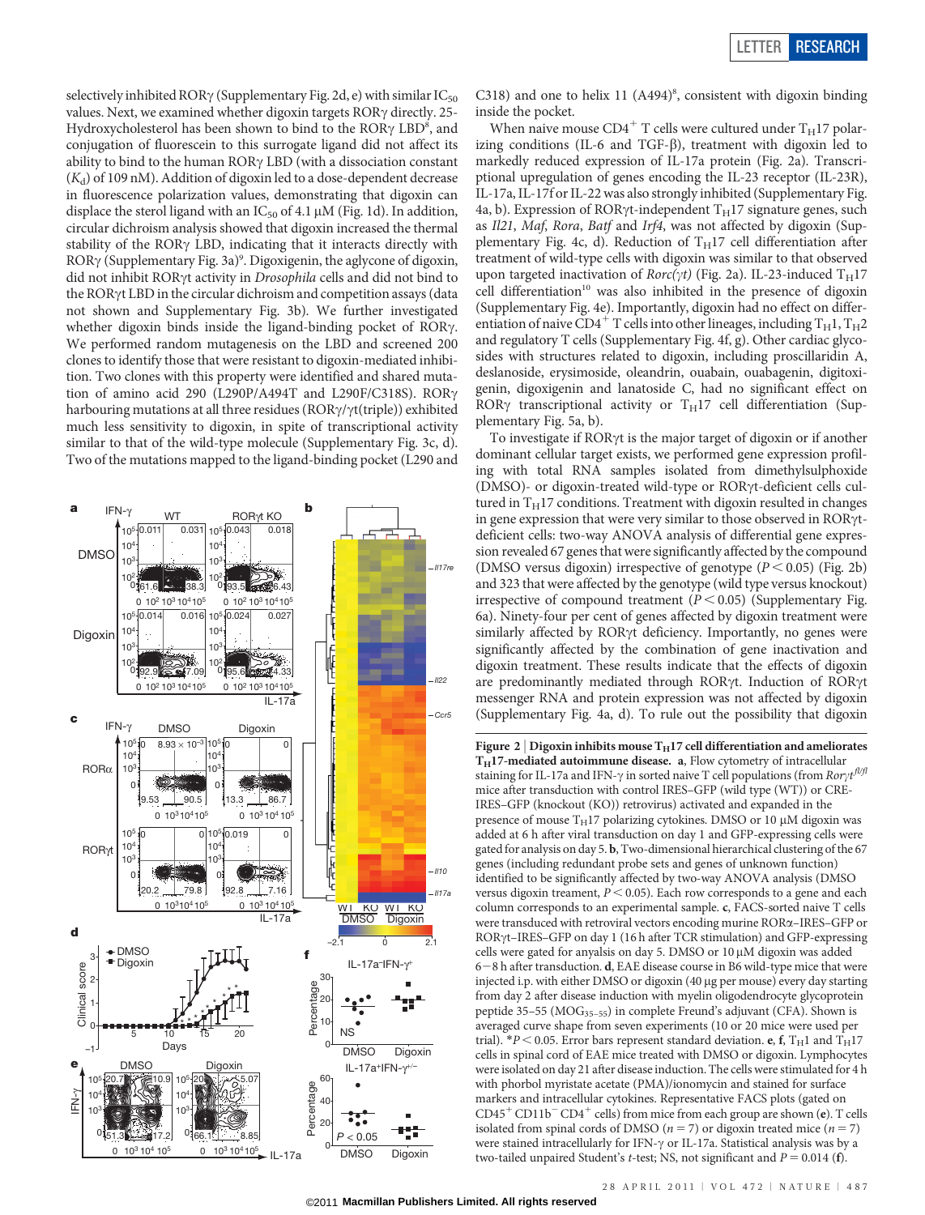selectively inhibited RORγ (Supplementary Fig. 2d, e) with similar $IC_{50}$ values. Next, we examined whether digoxin targets RORγ directly. 25-Hydroxycholesterol has been shown to bind to the RORγ LBD[8], and conjugation of fluorescein to this surrogate ligand did not affect its ability to bind to the human RORγ LBD (with a dissociation constant ($K_d$) of 109 nM). Addition of digoxin led to a dose-dependent decrease in fluorescence polarization values, demonstrating that digoxin can displace the sterol ligand with an $IC_{50}$ of 4.1 μM (Fig. 1d). In addition, circular dichroism analysis showed that digoxin increased the thermal stability of the RORγ LBD, indicating that it interacts directly with RORγ (Supplementary Fig. 3a)[9]. Digoxigenin, the aglycone of digoxin, did not inhibit RORγt activity in *Drosophila* cells and did not bind to the RORγt LBD in the circular dichroism and competition assays (data not shown and Supplementary Fig. 3b). We further investigated whether digoxin binds inside the ligand-binding pocket of RORγ. We performed random mutagenesis on the LBD and screened 200 clones to identify those that were resistant to digoxin-mediated inhibition. Two clones with this property were identified and shared mutation of amino acid 290 (L290P/A494T and L290F/C318S). RORγ harbouring mutations at all three residues (RORγ/γt(triple)) exhibited much less sensitivity to digoxin, in spite of transcriptional activity similar to that of the wild-type molecule (Supplementary Fig. 3c, d). Two of the mutations mapped to the ligand-binding pocket (L290 and C318) and one to helix 11 (A494)[8], consistent with digoxin binding inside the pocket.

When naive mouse $CD4^+$ T cells were cultured under $T_H17$ polarizing conditions (IL-6 and TGF-β), treatment with digoxin led to markedly reduced expression of IL-17a protein (Fig. 2a). Transcriptional upregulation of genes encoding the IL-23 receptor (IL-23R), IL-17a, IL-17f or IL-22 was also strongly inhibited (Supplementary Fig. 4a, b). Expression of RORγt-independent $T_H17$ signature genes, such as *Il21*, *Maf*, *Rora*, *Batf* and *Irf4*, was not affected by digoxin (Supplementary Fig. 4c, d). Reduction of $T_H17$ cell differentiation after treatment of wild-type cells with digoxin was similar to that observed upon targeted inactivation of *Rorc(γt)* (Fig. 2a). IL-23-induced $T_H17$ cell differentiation[10] was also inhibited in the presence of digoxin (Supplementary Fig. 4e). Importantly, digoxin had no effect on differentiation of naive $CD4^+$ T cells into other lineages, including $T_H1$, $T_H2$ and regulatory T cells (Supplementary Fig. 4f, g). Other cardiac glycosides with structures related to digoxin, including proscillaridin A, deslanoside, erysimoside, oleandrin, ouabain, ouabagenin, digitoxigenin, digoxigenin and lanatoside C, had no significant effect on RORγ transcriptional activity or $T_H17$ cell differentiation (Supplementary Fig. 5a, b).

To investigate if RORγt is the major target of digoxin or if another dominant cellular target exists, we performed gene expression profiling with total RNA samples isolated from dimethylsulphoxide (DMSO)- or digoxin-treated wild-type or RORγt-deficient cells cultured in $T_H17$ conditions. Treatment with digoxin resulted in changes in gene expression that were very similar to those observed in RORγt-deficient cells: two-way ANOVA analysis of differential gene expression revealed 67 genes that were significantly affected by the compound (DMSO versus digoxin) irrespective of genotype ($P < 0.05$) (Fig. 2b) and 323 that were affected by the genotype (wild type versus knockout) irrespective of compound treatment ($P < 0.05$) (Supplementary Fig. 6a). Ninety-four per cent of genes affected by digoxin treatment were similarly affected by RORγt deficiency. Importantly, no genes were significantly affected by the combination of gene inactivation and digoxin treatment. These results indicate that the effects of digoxin are predominantly mediated through RORγt. Induction of RORγt messenger RNA and protein expression was not affected by digoxin (Supplementary Fig. 4a, d). To rule out the possibility that digoxin

**Figure 2 | Digoxin inhibits mouse $T_H17$ cell differentiation and ameliorates $T_H17$-mediated autoimmune disease.** **a**, Flow cytometry of intracellular staining for IL-17a and IFN-γ in sorted naive T cell populations (from $Ror\gamma t^{fl/fl}$ mice after transduction with control IRES–GFP (wild type (WT)) or CRE-IRES–GFP (knockout (KO)) retrovirus) activated and expanded in the presence of mouse $T_H17$ polarizing cytokines. DMSO or 10 μM digoxin was added at 6 h after viral transduction on day 1 and GFP-expressing cells were gated for analysis on day 5. **b**, Two-dimensional hierarchical clustering of the 67 genes (including redundant probe sets and genes of unknown function) identified to be significantly affected by two-way ANOVA analysis (DMSO versus digoxin treament, $P < 0.05$). Each row corresponds to a gene and each column corresponds to an experimental sample. **c**, FACS-sorted naive T cells were transduced with retroviral vectors encoding murine RORα–IRES–GFP or RORγt–IRES–GFP on day 1 (16 h after TCR stimulation) and GFP-expressing cells were gated for anyalsis on day 5. DMSO or 10 μM digoxin was added 6−8 h after transduction. **d**, EAE disease course in B6 wild-type mice that were injected i.p. with either DMSO or digoxin (40 μg per mouse) every day starting from day 2 after disease induction with myelin oligodendrocyte glycoprotein peptide 35–55 ($MOG_{35–55}$) in complete Freund's adjuvant (CFA). Shown is averaged curve shape from seven experiments (10 or 20 mice were used per trial). *$P < 0.05$. Error bars represent standard deviation. **e**, **f**, $T_H1$ and $T_H17$ cells in spinal cord of EAE mice treated with DMSO or digoxin. Lymphocytes were isolated on day 21 after disease induction. The cells were stimulated for 4 h with phorbol myristate acetate (PMA)/ionomycin and stained for surface markers and intracellular cytokines. Representative FACS plots (gated on $CD45^+$ $CD11b^-$ $CD4^+$ cells) from mice from each group are shown (**e**). T cells isolated from spinal cords of DMSO ($n = 7$) or digoxin treated mice ($n = 7$) were stained intracellularly for IFN-γ or IL-17a. Statistical analysis was by a two-tailed unpaired Student's *t*-test; NS, not significant and $P = 0.014$ (**f**).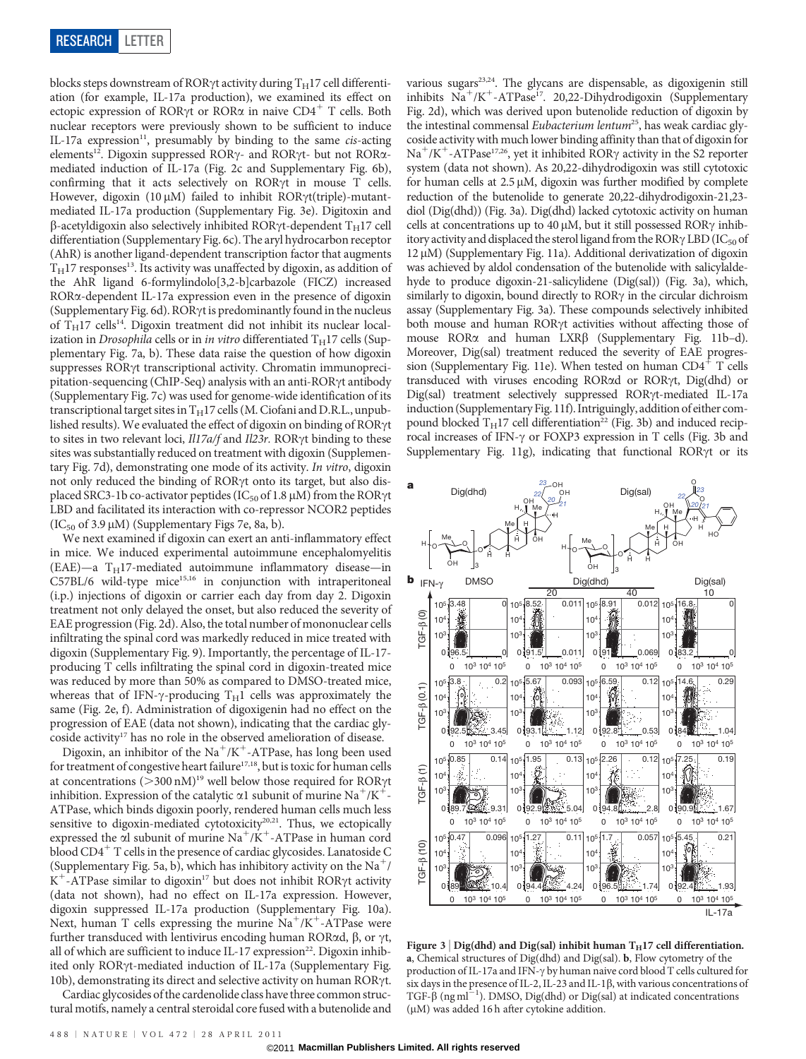blocks steps downstream of RORγt activity during $T_H17$ cell differentiation (for example, IL-17a production), we examined its effect on ectopic expression of RORγt or RORα in naive $CD4^+$ T cells. Both nuclear receptors were previously shown to be sufficient to induce IL-17a expression[11], presumably by binding to the same *cis*-acting elements[12]. Digoxin suppressed RORγ- and RORγt- but not RORα-mediated induction of IL-17a (Fig. 2c and Supplementary Fig. 6b), confirming that it acts selectively on RORγt in mouse T cells. However, digoxin (10 μM) failed to inhibit RORγt(triple)-mutant-mediated IL-17a production (Supplementary Fig. 3e). Digitoxin and β-acetyldigoxin also selectively inhibited RORγt-dependent $T_H17$ cell differentiation (Supplementary Fig. 6c). The aryl hydrocarbon receptor (AhR) is another ligand-dependent transcription factor that augments $T_H17$ responses[13]. Its activity was unaffected by digoxin, as addition of the AhR ligand 6-formylindolo[3,2-b]carbazole (FICZ) increased RORα-dependent IL-17a expression even in the presence of digoxin (Supplementary Fig. 6d). RORγt is predominantly found in the nucleus of $T_H17$ cells[14]. Digoxin treatment did not inhibit its nuclear localization in *Drosophila* cells or in *in vitro* differentiated $T_H17$ cells (Supplementary Fig. 7a, b). These data raise the question of how digoxin suppresses RORγt transcriptional activity. Chromatin immunoprecipitation-sequencing (ChIP-Seq) analysis with an anti-RORγt antibody (Supplementary Fig. 7c) was used for genome-wide identification of its transcriptional target sites in $T_H17$ cells (M. Ciofani and D.R.L., unpublished results). We evaluated the effect of digoxin on binding of RORγt to sites in two relevant loci, *Il17a/f* and *Il23r*. RORγt binding to these sites was substantially reduced on treatment with digoxin (Supplementary Fig. 7d), demonstrating one mode of its activity. *In vitro*, digoxin not only reduced the binding of RORγt onto its target, but also displaced SRC3-1b co-activator peptides ($IC_{50}$ of 1.8 μM) from the RORγt LBD and facilitated its interaction with co-repressor NCOR2 peptides ($IC_{50}$ of 3.9 μM) (Supplementary Figs 7e, 8a, b).

We next examined if digoxin can exert an anti-inflammatory effect in mice. We induced experimental autoimmune encephalomyelitis (EAE)—a $T_H17$-mediated autoimmune inflammatory disease—in C57BL/6 wild-type mice[15,16] in conjunction with intraperitoneal (i.p.) injections of digoxin or carrier each day from day 2. Digoxin treatment not only delayed the onset, but also reduced the severity of EAE progression (Fig. 2d). Also, the total number of mononuclear cells infiltrating the spinal cord was markedly reduced in mice treated with digoxin (Supplementary Fig. 9). Importantly, the percentage of IL-17-producing T cells infiltrating the spinal cord in digoxin-treated mice was reduced by more than 50% as compared to DMSO-treated mice, whereas that of IFN-γ-producing $T_H1$ cells was approximately the same (Fig. 2e, f). Administration of digoxigenin had no effect on the progression of EAE (data not shown), indicating that the cardiac glycoside activity[17] has no role in the observed amelioration of disease.

Digoxin, an inhibitor of the $Na^+/K^+$-ATPase, has long been used for treatment of congestive heart failure[17,18], but is toxic for human cells at concentrations (>300 nM)[19] well below those required for RORγt inhibition. Expression of the catalytic α1 subunit of murine $Na^+/K^+$-ATPase, which binds digoxin poorly, rendered human cells much less sensitive to digoxin-mediated cytotoxicity[20,21]. Thus, we ectopically expressed the α1 subunit of murine $Na^+/K^+$-ATPase in human cord blood $CD4^+$ T cells in the presence of cardiac glycosides. Lanatoside C (Supplementary Fig. 5a, b), which has inhibitory activity on the $Na^+/K^+$-ATPase similar to digoxin[17] but does not inhibit RORγt activity (data not shown), had no effect on IL-17a expression. However, digoxin suppressed IL-17a production (Supplementary Fig. 10a). Next, human T cells expressing the murine $Na^+/K^+$-ATPase were further transduced with lentivirus encoding human RORαd, β, or γt, all of which are sufficient to induce IL-17 expression[22]. Digoxin inhibited only RORγt-mediated induction of IL-17a (Supplementary Fig. 10b), demonstrating its direct and selective activity on human RORγt.

Cardiac glycosides of the cardenolide class have three common structural motifs, namely a central steroidal core fused with a butenolide and various sugars[23,24]. The glycans are dispensable, as digoxigenin still inhibits $Na^+/K^+$-ATPase[17]. 20,22-Dihydrodigoxin (Supplementary Fig. 2d), which was derived upon butenolide reduction of digoxin by the intestinal commensal *Eubacterium lentum*[25], has weak cardiac glycoside activity with much lower binding affinity than that of digoxin for $Na^+/K^+$-ATPase[17,26], yet it inhibited RORγ activity in the S2 reporter system (data not shown). As 20,22-dihydrodigoxin was still cytotoxic for human cells at 2.5 μM, digoxin was further modified by complete reduction of the butenolide to generate 20,22-dihydrodigoxin-21,23-diol (Dig(dhd)) (Fig. 3a). Dig(dhd) lacked cytotoxic activity on human cells at concentrations up to 40 μM, but it still possessed RORγ inhibitory activity and displaced the sterol ligand from the RORγ LBD ($IC_{50}$ of 12 μM) (Supplementary Fig. 11a). Additional derivatization of digoxin was achieved by aldol condensation of the butenolide with salicylaldehyde to produce digoxin-21-salicylidene (Dig(sal)) (Fig. 3a), which, similarly to digoxin, bound directly to RORγ in the circular dichroism assay (Supplementary Fig. 3a). These compounds selectively inhibited both mouse and human RORγt activities without affecting those of mouse RORα and human LXRβ (Supplementary Fig. 11b–d). Moreover, Dig(sal) treatment reduced the severity of EAE progression (Supplementary Fig. 11e). When tested on human $CD4^+$ T cells transduced with viruses encoding RORαd or RORγt, Dig(dhd) or Dig(sal) treatment selectively suppressed RORγt-mediated IL-17a induction (Supplementary Fig. 11f). Intriguingly, addition of either compound blocked $T_H17$ cell differentiation[22] (Fig. 3b) and induced reciprocal increases of IFN-γ or FOXP3 expression in T cells (Fig. 3b and Supplementary Fig. 11g), indicating that functional RORγt or its

**Figure 3 | Dig(dhd) and Dig(sal) inhibit human $T_H17$ cell differentiation.** **a**, Chemical structures of Dig(dhd) and Dig(sal). **b**, Flow cytometry of the production of IL-17a and IFN-γ by human naive cord blood T cells cultured for six days in the presence of IL-2, IL-23 and IL-1β, with various concentrations of TGF-β (ng $ml^{-1}$). DMSO, Dig(dhd) or Dig(sal) at indicated concentrations (μM) was added 16 h after cytokine addition.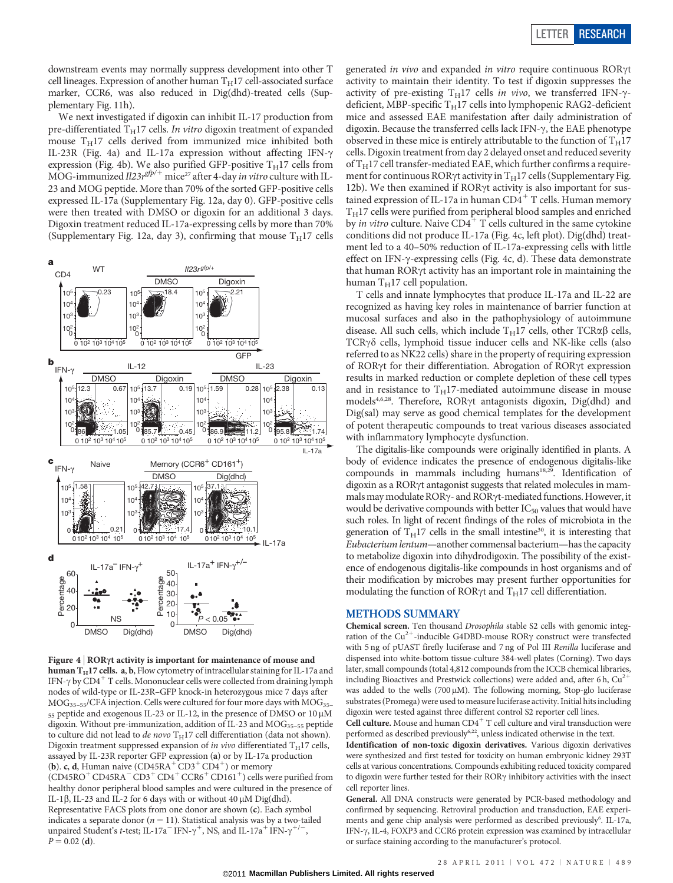downstream events may normally suppress development into other T cell lineages. Expression of another human $T_H17$ cell-associated surface marker, CCR6, was also reduced in Dig(dhd)-treated cells (Supplementary Fig. 11h).

We next investigated if digoxin can inhibit IL-17 production from pre-differentiated $T_H17$ cells. *In vitro* digoxin treatment of expanded mouse $T_H17$ cells derived from immunized mice inhibited both IL-23R (Fig. 4a) and IL-17a expression without affecting IFN-γ expression (Fig. 4b). We also purified GFP-positive $T_H17$ cells from MOG-immunized *Il23r*$^{gfp/+}$ mice[27] after 4-day *in vitro* culture with IL-23 and MOG peptide. More than 70% of the sorted GFP-positive cells expressed IL-17a (Supplementary Fig. 12a, day 0). GFP-positive cells were then treated with DMSO or digoxin for an additional 3 days. Digoxin treatment reduced IL-17a-expressing cells by more than 70% (Supplementary Fig. 12a, day 3), confirming that mouse $T_H17$ cells generated *in vivo* and expanded *in vitro* require continuous RORγt activity to maintain their identity. To test if digoxin suppresses the activity of pre-existing $T_H17$ cells *in vivo*, we transferred IFN-γ-deficient, MBP-specific $T_H17$ cells into lymphopenic RAG2-deficient mice and assessed EAE manifestation after daily administration of digoxin. Because the transferred cells lack IFN-γ, the EAE phenotype observed in these mice is entirely attributable to the function of $T_H17$ cells. Digoxin treatment from day 2 delayed onset and reduced severity of $T_H17$ cell transfer-mediated EAE, which further confirms a requirement for continuous RORγt activity in $T_H17$ cells (Supplementary Fig. 12b). We then examined if RORγt activity is also important for sustained expression of IL-17a in human $CD4^+$ T cells. Human memory $T_H17$ cells were purified from peripheral blood samples and enriched by *in vitro* culture. Naive $CD4^+$ T cells cultured in the same cytokine conditions did not produce IL-17a (Fig. 4c, left plot). Dig(dhd) treatment led to a 40–50% reduction of IL-17a-expressing cells with little effect on IFN-γ-expressing cells (Fig. 4c, d). These data demonstrate that human RORγt activity has an important role in maintaining the human $T_H17$ cell population.

T cells and innate lymphocytes that produce IL-17a and IL-22 are recognized as having key roles in maintenance of barrier function at mucosal surfaces and also in the pathophysiology of autoimmune disease. All such cells, which include $T_H17$ cells, other TCRαβ cells, TCRγδ cells, lymphoid tissue inducer cells and NK-like cells (also referred to as NK22 cells) share in the property of requiring expression of RORγt for their differentiation. Abrogation of RORγt expression results in marked reduction or complete depletion of these cell types and in resistance to $T_H17$-mediated autoimmune disease in mouse models[4,6,28]. Therefore, RORγt antagonists digoxin, Dig(dhd) and Dig(sal) may serve as good chemical templates for the development of potent therapeutic compounds to treat various diseases associated with inflammatory lymphocyte dysfunction.

The digitalis-like compounds were originally identified in plants. A body of evidence indicates the presence of endogenous digitalis-like compounds in mammals including humans[18,29]. Identification of digoxin as a RORγt antagonist suggests that related molecules in mammals may modulate RORγ- and RORγt-mediated functions. However, it would be derivative compounds with better $IC_{50}$ values that would have such roles. In light of recent findings of the roles of microbiota in the generation of $T_H17$ cells in the small intestine[30], it is interesting that *Eubacterium lentum*—another commensal bacterium—has the capacity to metabolize digoxin into dihydrodigoxin. The possibility of the existence of endogenous digitalis-like compounds in host organisms and of their modification by microbes may present further opportunities for modulating the function of RORγt and $T_H17$ cell differentiation.

**Figure 4 | RORγt activity is important for maintenance of mouse and human $T_H17$ cells. a, b,** Flow cytometry of intracellular staining for IL-17a and IFN-γ by $CD4^+$ T cells. Mononuclear cells were collected from draining lymph nodes of wild-type or IL-23R–GFP knock-in heterozygous mice 7 days after $MOG_{35-55}$/CFA injection. Cells were cultured for four more days with $MOG_{35-55}$ peptide and exogenous IL-23 or IL-12, in the presence of DMSO or 10 μM digoxin. Without pre-immunization, addition of IL-23 and $MOG_{35-55}$ peptide to culture did not lead to *de novo* $T_H17$ cell differentiation (data not shown). Digoxin treatment suppressed expansion of *in vivo* differentiated $T_H17$ cells, assayed by IL-23R reporter GFP expression (**a**) or by IL-17a production (**b**). **c, d,** Human naive ($CD45RA^+$ $CD3^+$ $CD4^+$) or memory ($CD45RO^+$ $CD45RA^-$ $CD3^+$ $CD4^+$ $CCR6^+$ $CD161^+$) cells were purified from healthy donor peripheral blood samples and were cultured in the presence of IL-1β, IL-23 and IL-2 for 6 days with or without 40 μM Dig(dhd). Representative FACS plots from one donor are shown (**c**). Each symbol indicates a separate donor ($n = 11$). Statistical analysis was by a two-tailed unpaired Student's *t*-test; IL-$17a^-$ IFN-$\gamma^+$, NS, and IL-$17a^+$ IFN-$\gamma^{+/-}$, $P = 0.02$ (**d**).

## METHODS SUMMARY

**Chemical screen.** Ten thousand *Drosophila* stable S2 cells with genomic integration of the $Cu^{2+}$-inducible G4DBD-mouse RORγ construct were transfected with 5 ng of pUAST firefly luciferase and 7 ng of Pol III *Renilla* luciferase and dispensed into white-bottom tissue-culture 384-well plates (Corning). Two days later, small compounds (total 4,812 compounds from the ICCB chemical libraries, including Bioactives and Prestwick collections) were added and, after 6 h, $Cu^{2+}$ was added to the wells (700 μM). The following morning, Stop-glo luciferase substrates (Promega) were used to measure luciferase activity. Initial hits including digoxin were tested against three different control S2 reporter cell lines.

**Cell culture.** Mouse and human $CD4^+$ T cell culture and viral transduction were performed as described previously[6,22], unless indicated otherwise in the text.

**Identification of non-toxic digoxin derivatives.** Various digoxin derivatives were synthesized and first tested for toxicity on human embryonic kidney 293T cells at various concentrations. Compounds exhibiting reduced toxicity compared to digoxin were further tested for their RORγ inhibitory activities with the insect cell reporter lines.

**General.** All DNA constructs were generated by PCR-based methodology and confirmed by sequencing. Retroviral production and transduction, EAE experiments and gene chip analysis were performed as described previously[6]. IL-17a, IFN-γ, IL-4, FOXP3 and CCR6 protein expression was examined by intracellular or surface staining according to the manufacturer's protocol.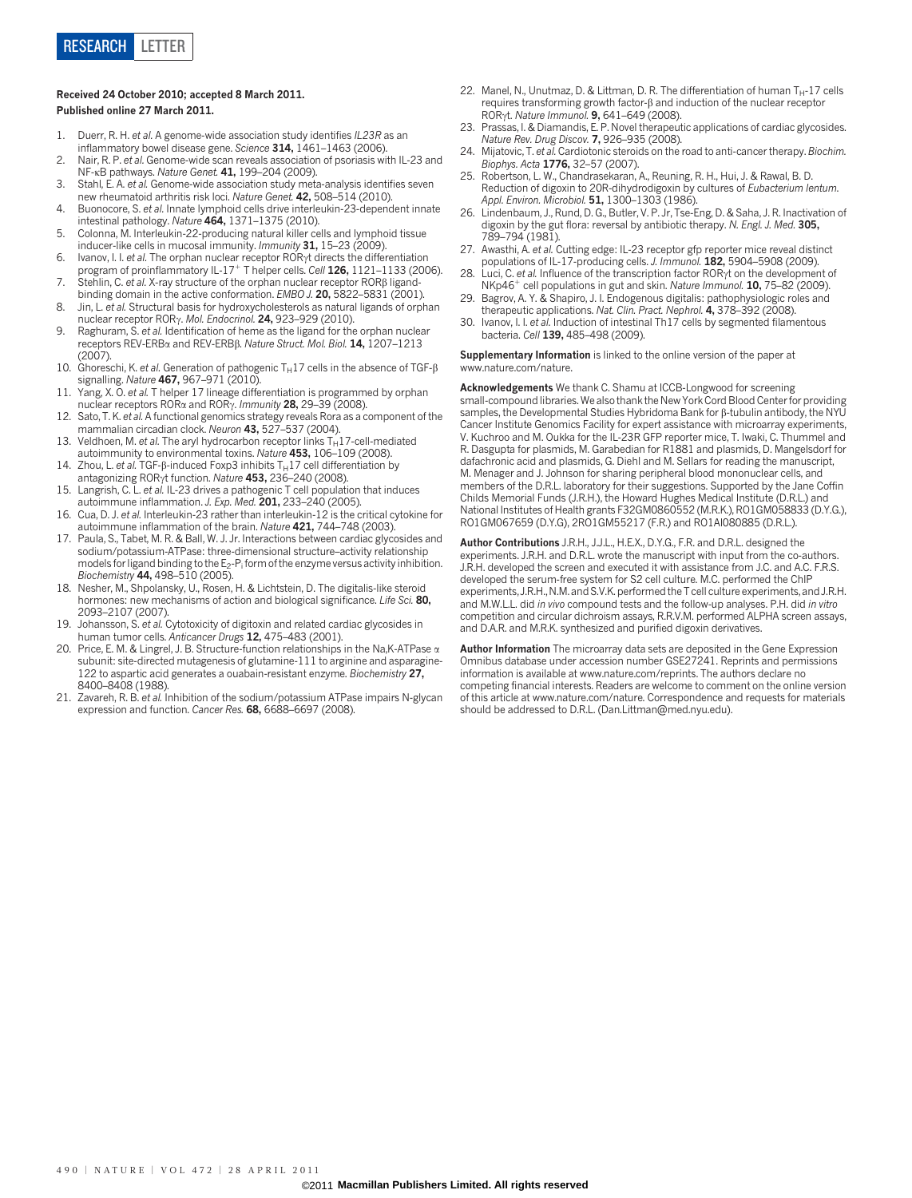**Received 24 October 2010; accepted 8 March 2011.**
**Published online 27 March 2011.**

1. Duerr, R. H. *et al.* A genome-wide association study identifies *IL23R* as an inflammatory bowel disease gene. *Science* **314,** 1461–1463 (2006).
2. Nair, R. P. *et al.* Genome-wide scan reveals association of psoriasis with IL-23 and NF-κB pathways. *Nature Genet.* **41,** 199–204 (2009).
3. Stahl, E. A. *et al.* Genome-wide association study meta-analysis identifies seven new rheumatoid arthritis risk loci. *Nature Genet.* **42,** 508–514 (2010).
4. Buonocore, S. *et al.* Innate lymphoid cells drive interleukin-23-dependent innate intestinal pathology. *Nature* **464,** 1371–1375 (2010).
5. Colonna, M. Interleukin-22-producing natural killer cells and lymphoid tissue inducer-like cells in mucosal immunity. *Immunity* **31,** 15–23 (2009).
6. Ivanov, I. I. *et al.* The orphan nuclear receptor RORγt directs the differentiation program of proinflammatory IL-17$^{+}$ T helper cells. *Cell* **126,** 1121–1133 (2006).
7. Stehlin, C. *et al.* X-ray structure of the orphan nuclear receptor RORβ ligand-binding domain in the active conformation. *EMBO J.* **20,** 5822–5831 (2001).
8. Jin, L. *et al.* Structural basis for hydroxycholesterols as natural ligands of orphan nuclear receptor RORγ. *Mol. Endocrinol.* **24,** 923–929 (2010).
9. Raghuram, S. *et al.* Identification of heme as the ligand for the orphan nuclear receptors REV-ERBα and REV-ERBβ. *Nature Struct. Mol. Biol.* **14,** 1207–1213 (2007).
10. Ghoreschi, K. *et al.* Generation of pathogenic $T_H17$ cells in the absence of TGF-β signalling. *Nature* **467,** 967–971 (2010).
11. Yang, X. O. *et al.* T helper 17 lineage differentiation is programmed by orphan nuclear receptors RORα and RORγ. *Immunity* **28,** 29–39 (2008).
12. Sato, T. K. *et al.* A functional genomics strategy reveals Rora as a component of the mammalian circadian clock. *Neuron* **43,** 527–537 (2004).
13. Veldhoen, M. *et al.* The aryl hydrocarbon receptor links $T_H17$-cell-mediated autoimmunity to environmental toxins. *Nature* **453,** 106–109 (2008).
14. Zhou, L. *et al.* TGF-β-induced Foxp3 inhibits $T_H17$ cell differentiation by antagonizing RORγt function. *Nature* **453,** 236–240 (2008).
15. Langrish, C. L. *et al.* IL-23 drives a pathogenic T cell population that induces autoimmune inflammation. *J. Exp. Med.* **201,** 233–240 (2005).
16. Cua, D. J. *et al.* Interleukin-23 rather than interleukin-12 is the critical cytokine for autoimmune inflammation of the brain. *Nature* **421,** 744–748 (2003).
17. Paula, S., Tabet, M. R. & Ball, W. J. Jr. Interactions between cardiac glycosides and sodium/potassium-ATPase: three-dimensional structure–activity relationship models for ligand binding to the $E_2$-$P_i$ form of the enzyme versus activity inhibition. *Biochemistry* **44,** 498–510 (2005).
18. Nesher, M., Shpolansky, U., Rosen, H. & Lichtstein, D. The digitalis-like steroid hormones: new mechanisms of action and biological significance. *Life Sci.* **80,** 2093–2107 (2007).
19. Johansson, S. *et al.* Cytotoxicity of digitoxin and related cardiac glycosides in human tumor cells. *Anticancer Drugs* **12,** 475–483 (2001).
20. Price, E. M. & Lingrel, J. B. Structure-function relationships in the Na,K-ATPase α subunit: site-directed mutagenesis of glutamine-111 to arginine and asparagine-122 to aspartic acid generates a ouabain-resistant enzyme. *Biochemistry* **27,** 8400–8408 (1988).
21. Zavareh, R. B. *et al.* Inhibition of the sodium/potassium ATPase impairs N-glycan expression and function. *Cancer Res.* **68,** 6688–6697 (2008).
22. Manel, N., Unutmaz, D. & Littman, D. R. The differentiation of human $T_H$-17 cells requires transforming growth factor-β and induction of the nuclear receptor RORγt. *Nature Immunol.* **9,** 641–649 (2008).
23. Prassas, I. & Diamandis, E. P. Novel therapeutic applications of cardiac glycosides. *Nature Rev. Drug Discov.* **7,** 926–935 (2008).
24. Mijatovic, T. *et al.* Cardiotonic steroids on the road to anti-cancer therapy. *Biochim. Biophys. Acta* **1776,** 32–57 (2007).
25. Robertson, L. W., Chandrasekaran, A., Reuning, R. H., Hui, J. & Rawal, B. D. Reduction of digoxin to 20R-dihydrodigoxin by cultures of *Eubacterium lentum*. *Appl. Environ. Microbiol.* **51,** 1300–1303 (1986).
26. Lindenbaum, J., Rund, D. G., Butler, V. P. Jr, Tse-Eng, D. & Saha, J. R. Inactivation of digoxin by the gut flora: reversal by antibiotic therapy. *N. Engl. J. Med.* **305,** 789–794 (1981).
27. Awasthi, A. *et al.* Cutting edge: IL-23 receptor gfp reporter mice reveal distinct populations of IL-17-producing cells. *J. Immunol.* **182,** 5904–5908 (2009).
28. Luci, C. *et al.* Influence of the transcription factor RORγt on the development of NKp46$^{+}$ cell populations in gut and skin. *Nature Immunol.* **10,** 75–82 (2009).
29. Bagrov, A. Y. & Shapiro, J. I. Endogenous digitalis: pathophysiologic roles and therapeutic applications. *Nat. Clin. Pract. Nephrol.* **4,** 378–392 (2008).
30. Ivanov, I. I. *et al.* Induction of intestinal Th17 cells by segmented filamentous bacteria. *Cell* **139,** 485–498 (2009).

**Supplementary Information** is linked to the online version of the paper at www.nature.com/nature.

**Acknowledgements** We thank C. Shamu at ICCB-Longwood for screening small-compound libraries. We also thank the New York Cord Blood Center for providing samples, the Developmental Studies Hybridoma Bank for β-tubulin antibody, the NYU Cancer Institute Genomics Facility for expert assistance with microarray experiments, V. Kuchroo and M. Oukka for the IL-23R GFP reporter mice, T. Iwaki, C. Thummel and R. Dasgupta for plasmids, M. Garabedian for R1881 and plasmids, D. Mangelsdorf for dafachronic acid and plasmids, G. Diehl and M. Sellars for reading the manuscript, M. Menager and J. Johnson for sharing peripheral blood mononuclear cells, and members of the D.R.L. laboratory for their suggestions. Supported by the Jane Coffin Childs Memorial Funds (J.R.H.), the Howard Hughes Medical Institute (D.R.L.) and National Institutes of Health grants F32GM0860552 (M.R.K.), RO1GM058833 (D.Y.G.), RO1GM067659 (D.Y.G), 2RO1GM55217 (F.R.) and RO1AI080885 (D.R.L.).

**Author Contributions** J.R.H., J.J.L., H.E.X., D.Y.G., F.R. and D.R.L. designed the experiments. J.R.H. and D.R.L. wrote the manuscript with input from the co-authors. J.R.H. developed the screen and executed it with assistance from J.C. and A.C. F.R.S. developed the serum-free system for S2 cell culture. M.C. performed the ChIP experiments, J.R.H., N.M. and S.V.K. performed the T cell culture experiments, and J.R.H. and M.W.L.L. did *in vivo* compound tests and the follow-up analyses. P.H. did *in vitro* competition and circular dichroism assays, R.R.V.M. performed ALPHA screen assays, and D.A.R. and M.R.K. synthesized and purified digoxin derivatives.

**Author Information** The microarray data sets are deposited in the Gene Expression Omnibus database under accession number GSE27241. Reprints and permissions information is available at www.nature.com/reprints. The authors declare no competing financial interests. Readers are welcome to comment on the online version of this article at www.nature.com/nature. Correspondence and requests for materials should be addressed to D.R.L. (Dan.Littman@med.nyu.edu).